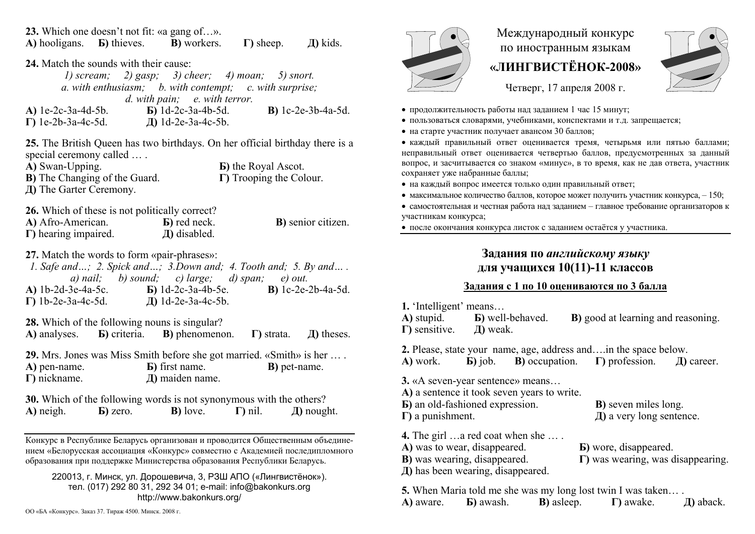Международный конкурс по иностранным языкам

# «ЛИНГВИСТЁНОК-2008»

Четверг, 17 апреля 2008 г.

- продолжительность работы над заданием 1 час 15 минут;
- пользоваться словарями, учебниками, конспектами и т.д. запрещается;
- на старте участник получает авансом 30 баллов;
- каждый правильный ответ оценивается тремя, четырьмя или пятью баллами; неправильный ответ оценивается четвертью баллов, предусмотренных за данный вопрос, и засчитывается со знаком «минус», в то время, как не дав ответа, участник сохраняет уже набранные баллы;
- на каждый вопрос имеется только один правильный ответ;
- максимальное количество баллов, которое может получить участник конкурса, – 150;
- самостоятельная и честная работа над заданием – главное требование организаторов к участникам конкурса;
- после окончания конкурса листок с заданием остаётся у участника.

## Задания по *английскому языку* для учащихся 10(11)-11 классов

**Задания с 1 по 10 оцениваются по 3 балла**

**1.** 'Intelligent' means…
**А)** stupid. **Б)** well-behaved. **В)** good at learning and reasoning. **Г)** sensitive. **Д)** weak.

**2.** Please, state your name, age, address and….in the space below.
**А)** work. **Б)** job. **В)** occupation. **Г)** profession. **Д)** career.

**3.** «A seven-year sentence» means…
**А)** a sentence it took seven years to write.
**Б)** an old-fashioned expression.
**В)** seven miles long.
**Г)** a punishment.
**Д)** a very long sentence.

**4.** The girl …a red coat when she … .
**А)** was to wear, disappeared.
**Б)** wore, disappeared.
**В)** was wearing, disappeared.
**Г)** was wearing, was disappearing.
**Д)** has been wearing, disappeared.

**5.** When Maria told me she was my long lost twin I was taken… .
**А)** aware. **Б)** awash. **В)** asleep. **Г)** awake. **Д)** aback.

**23.** Which one doesn't not fit: «a gang of…».
**А)** hooligans. **Б)** thieves. **В)** workers. **Г)** sheep. **Д)** kids.

**24.** Match the sounds with their cause:
*1) scream; 2) gasp; 3) cheer; 4) moan; 5) snort.*
*a. with enthusiasm; b. with contempt; c. with surprise; d. with pain; e. with terror.*
**А)** 1e-2c-3a-4d-5b. **Б)** 1d-2c-3a-4b-5d. **В)** 1c-2e-3b-4a-5d. **Г)** 1e-2b-3a-4c-5d. **Д)** 1d-2e-3a-4c-5b.

**25.** The British Queen has two birthdays. On her official birthday there is a special ceremony called … .
**А)** Swan-Upping.
**Б)** the Royal Ascot.
**В)** The Changing of the Guard.
**Г)** Trooping the Colour.
**Д)** The Garter Ceremony.

**26.** Which of these is not politically correct?
**А)** Afro-American. **Б)** red neck. **В)** senior citizen. **Г)** hearing impaired. **Д)** disabled.

**27.** Match the words to form «pair-phrases»:
*1. Safe and…; 2. Spick and…; 3.Down and; 4. Tooth and; 5. By and… .*
*a) nail; b) sound; c) large; d) span; e) out.*
**А)** 1b-2d-3e-4a-5c. **Б)** 1d-2c-3a-4b-5e. **В)** 1c-2e-2b-4a-5d. **Г)** 1b-2e-3a-4c-5d. **Д)** 1d-2e-3a-4c-5b.

**28.** Which of the following nouns is singular?
**А)** analyses. **Б)** criteria. **В)** phenomenon. **Г)** strata. **Д)** theses.

**29.** Mrs. Jones was Miss Smith before she got married. «Smith» is her … .
**А)** pen-name. **Б)** first name. **В)** pet-name. **Г)** nickname. **Д)** maiden name.

**30.** Which of the following words is not synonymous with the others?
**А)** neigh. **Б)** zero. **В)** love. **Г)** nil. **Д)** nought.

Конкурс в Республике Беларусь организован и проводится Общественным объединением «Белорусская ассоциация «Конкурс» совместно с Академией последипломного образования при поддержке Министерства образования Республики Беларусь.

220013, г. Минск, ул. Дорошевича, 3, РЗШ АПО («Лингвистёнок»).
тел. (017) 292 80 31, 292 34 01; e-mail: info@bakonkurs.org
http://www.bakonkurs.org/

ОО «БА «Конкурс». Заказ 37. Тираж 4500. Минск. 2008 г.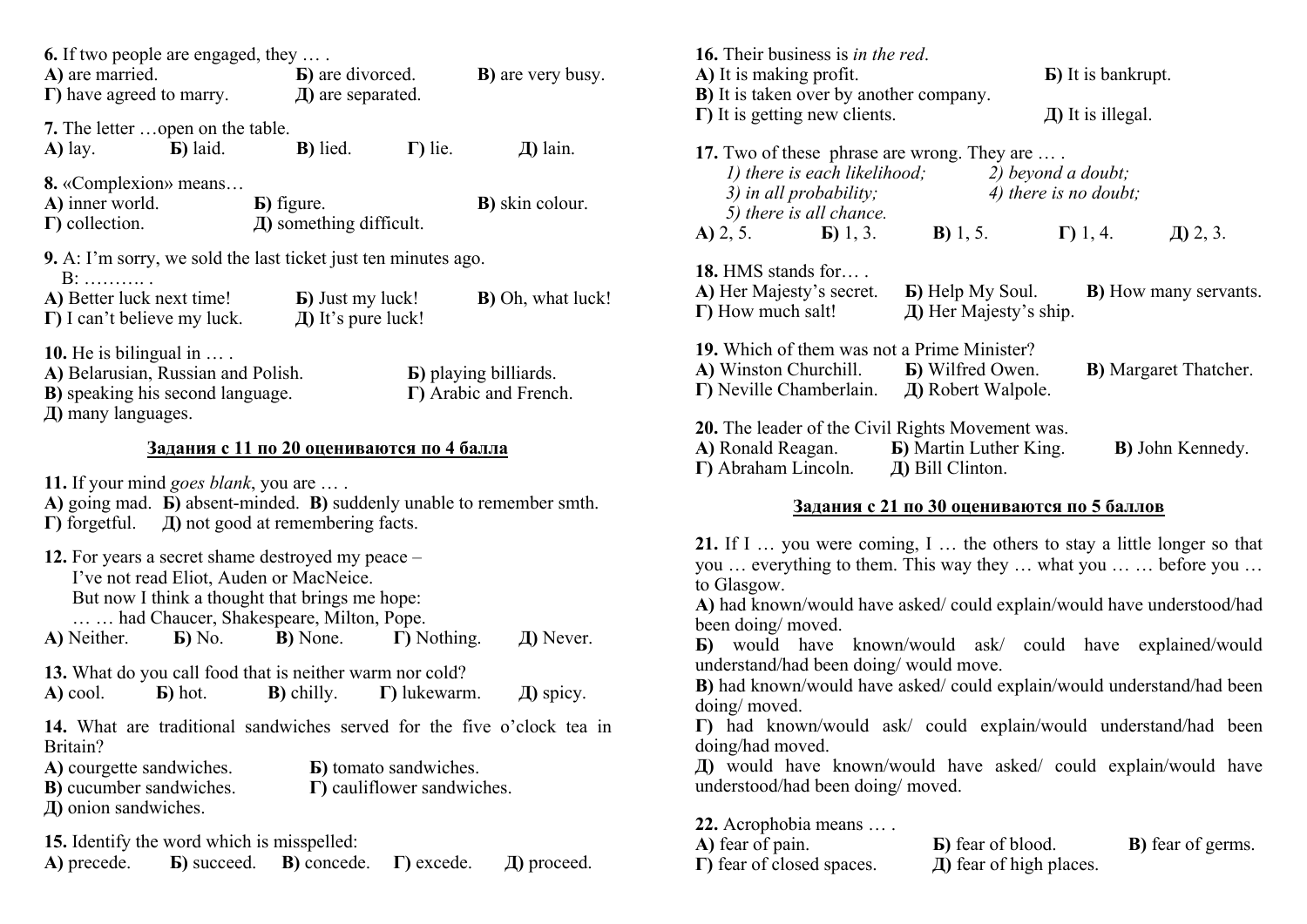**6.** If two people are engaged, they … .
**А)** are married. **Б)** are divorced. **В)** are very busy.
**Г)** have agreed to marry. **Д)** are separated.

**7.** The letter …open on the table.
**А)** lay. **Б)** laid. **В)** lied. **Г)** lie. **Д)** lain.

**8.** «Complexion» means…
**А)** inner world. **Б)** figure. **В)** skin colour.
**Г)** collection. **Д)** something difficult.

**9.** A: I'm sorry, we sold the last ticket just ten minutes ago.
B: ………. .
**А)** Better luck next time! **Б)** Just my luck! **В)** Oh, what luck!
**Г)** I can't believe my luck. **Д)** It's pure luck!

**10.** He is bilingual in … .
**А)** Belarusian, Russian and Polish. **Б)** playing billiards.
**В)** speaking his second language. **Г)** Arabic and French.
**Д)** many languages.

**Задания с 11 по 20 оцениваются по 4 балла**

**11.** If your mind *goes blank*, you are … .
**А)** going mad. **Б)** absent-minded. **В)** suddenly unable to remember smth.
**Г)** forgetful. **Д)** not good at remembering facts.

**12.** For years a secret shame destroyed my peace –
I've not read Eliot, Auden or MacNeice.
But now I think a thought that brings me hope:
… … had Chaucer, Shakespeare, Milton, Pope.
**А)** Neither. **Б)** No. **В)** None. **Г)** Nothing. **Д)** Never.

**13.** What do you call food that is neither warm nor cold?
**А)** cool. **Б)** hot. **В)** chilly. **Г)** lukewarm. **Д)** spicy.

**14.** What are traditional sandwiches served for the five o'clock tea in Britain?
**А)** courgette sandwiches. **Б)** tomato sandwiches.
**В)** cucumber sandwiches. **Г)** cauliflower sandwiches.
**Д)** onion sandwiches.

**15.** Identify the word which is misspelled:
**А)** precede. **Б)** succeed. **В)** concede. **Г)** excede. **Д)** proceed.

**16.** Their business is *in the red*.
**А)** It is making profit. **Б)** It is bankrupt.
**В)** It is taken over by another company.
**Г)** It is getting new clients. **Д)** It is illegal.

**17.** Two of these phrase are wrong. They are … .
*1) there is each likelihood;* *2) beyond a doubt;*
*3) in all probability;* *4) there is no doubt;*
*5) there is all chance.*
**А)** 2, 5. **Б)** 1, 3. **В)** 1, 5. **Г)** 1, 4. **Д)** 2, 3.

**18.** HMS stands for… .
**А)** Her Majesty's secret. **Б)** Help My Soul. **В)** How many servants.
**Г)** How much salt! **Д)** Her Majesty's ship.

**19.** Which of them was not a Prime Minister?
**А)** Winston Churchill. **Б)** Wilfred Owen. **В)** Margaret Thatcher.
**Г)** Neville Chamberlain. **Д)** Robert Walpole.

**20.** The leader of the Civil Rights Movement was.
**А)** Ronald Reagan. **Б)** Martin Luther King. **В)** John Kennedy.
**Г)** Abraham Lincoln. **Д)** Bill Clinton.

**Задания с 21 по 30 оцениваются по 5 баллов**

**21.** If I … you were coming, I … the others to stay a little longer so that you … everything to them. This way they … what you … … before you … to Glasgow.
**А)** had known/would have asked/ could explain/would have understood/had been doing/ moved.
**Б)** would have known/would ask/ could have explained/would understand/had been doing/ would move.
**В)** had known/would have asked/ could explain/would understand/had been doing/ moved.
**Г)** had known/would ask/ could explain/would understand/had been doing/had moved.
**Д)** would have known/would have asked/ could explain/would have understood/had been doing/ moved.

**22.** Acrophobia means … .
**А)** fear of pain. **Б)** fear of blood. **В)** fear of germs.
**Г)** fear of closed spaces. **Д)** fear of high places.